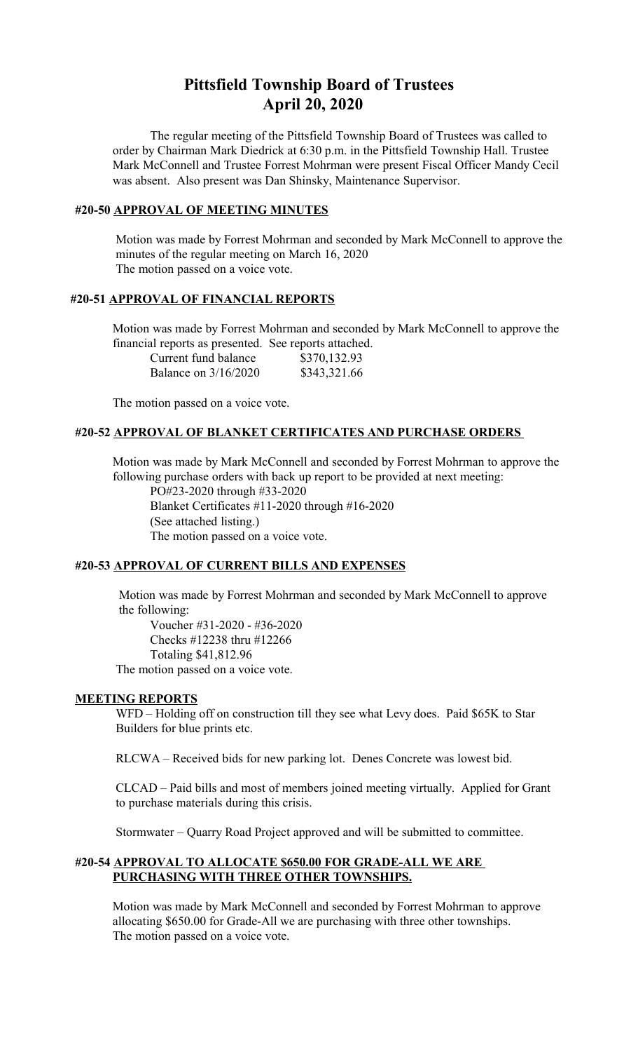# Pittsfield Township Board of Trustees
# April 20, 2020

The regular meeting of the Pittsfield Township Board of Trustees was called to order by Chairman Mark Diedrick at 6:30 p.m. in the Pittsfield Township Hall. Trustee Mark McConnell and Trustee Forrest Mohrman were present Fiscal Officer Mandy Cecil was absent. Also present was Dan Shinsky, Maintenance Supervisor.

## #20-50 APPROVAL OF MEETING MINUTES

Motion was made by Forrest Mohrman and seconded by Mark McConnell to approve the minutes of the regular meeting on March 16, 2020
The motion passed on a voice vote.

## #20-51 APPROVAL OF FINANCIAL REPORTS

Motion was made by Forrest Mohrman and seconded by Mark McConnell to approve the financial reports as presented. See reports attached.

| | |
|---|---|
| Current fund balance | $370,132.93 |
| Balance on 3/16/2020 | $343,321.66 |

The motion passed on a voice vote.

## #20-52 APPROVAL OF BLANKET CERTIFICATES AND PURCHASE ORDERS

Motion was made by Mark McConnell and seconded by Forrest Mohrman to approve the following purchase orders with back up report to be provided at next meeting:

PO#23-2020 through #33-2020
Blanket Certificates #11-2020 through #16-2020
(See attached listing.)
The motion passed on a voice vote.

## #20-53 APPROVAL OF CURRENT BILLS AND EXPENSES

Motion was made by Forrest Mohrman and seconded by Mark McConnell to approve the following:

Voucher #31-2020 - #36-2020
Checks #12238 thru #12266
Totaling $41,812.96

The motion passed on a voice vote.

## MEETING REPORTS

WFD – Holding off on construction till they see what Levy does. Paid $65K to Star Builders for blue prints etc.

RLCWA – Received bids for new parking lot. Denes Concrete was lowest bid.

CLCAD – Paid bills and most of members joined meeting virtually. Applied for Grant to purchase materials during this crisis.

Stormwater – Quarry Road Project approved and will be submitted to committee.

## #20-54 APPROVAL TO ALLOCATE $650.00 FOR GRADE-ALL WE ARE PURCHASING WITH THREE OTHER TOWNSHIPS.

Motion was made by Mark McConnell and seconded by Forrest Mohrman to approve allocating $650.00 for Grade-All we are purchasing with three other townships.
The motion passed on a voice vote.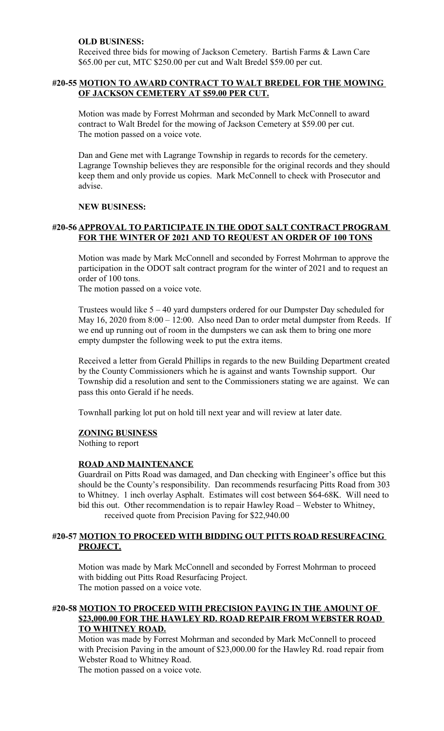**OLD BUSINESS:**

Received three bids for mowing of Jackson Cemetery. Bartish Farms & Lawn Care \$65.00 per cut, MTC \$250.00 per cut and Walt Bredel \$59.00 per cut.

**#20-55 <u>MOTION TO AWARD CONTRACT TO WALT BREDEL FOR THE MOWING OF JACKSON CEMETERY AT \$59.00 PER CUT.</u>**

Motion was made by Forrest Mohrman and seconded by Mark McConnell to award contract to Walt Bredel for the mowing of Jackson Cemetery at \$59.00 per cut. The motion passed on a voice vote.

Dan and Gene met with Lagrange Township in regards to records for the cemetery. Lagrange Township believes they are responsible for the original records and they should keep them and only provide us copies. Mark McConnell to check with Prosecutor and advise.

**NEW BUSINESS:**

**#20-56 <u>APPROVAL TO PARTICIPATE IN THE ODOT SALT CONTRACT PROGRAM FOR THE WINTER OF 2021 AND TO REQUEST AN ORDER OF 100 TONS</u>**

Motion was made by Mark McConnell and seconded by Forrest Mohrman to approve the participation in the ODOT salt contract program for the winter of 2021 and to request an order of 100 tons.
The motion passed on a voice vote.

Trustees would like 5 – 40 yard dumpsters ordered for our Dumpster Day scheduled for May 16, 2020 from 8:00 – 12:00. Also need Dan to order metal dumpster from Reeds. If we end up running out of room in the dumpsters we can ask them to bring one more empty dumpster the following week to put the extra items.

Received a letter from Gerald Phillips in regards to the new Building Department created by the County Commissioners which he is against and wants Township support. Our Township did a resolution and sent to the Commissioners stating we are against. We can pass this onto Gerald if he needs.

Townhall parking lot put on hold till next year and will review at later date.

**<u>ZONING BUSINESS</u>**

Nothing to report

**<u>ROAD AND MAINTENANCE</u>**

Guardrail on Pitts Road was damaged, and Dan checking with Engineer's office but this should be the County's responsibility. Dan recommends resurfacing Pitts Road from 303 to Whitney. 1 inch overlay Asphalt. Estimates will cost between \$64-68K. Will need to bid this out. Other recommendation is to repair Hawley Road – Webster to Whitney, received quote from Precision Paving for \$22,940.00

**#20-57 <u>MOTION TO PROCEED WITH BIDDING OUT PITTS ROAD RESURFACING PROJECT.</u>**

Motion was made by Mark McConnell and seconded by Forrest Mohrman to proceed with bidding out Pitts Road Resurfacing Project.
The motion passed on a voice vote.

**#20-58 <u>MOTION TO PROCEED WITH PRECISION PAVING IN THE AMOUNT OF \$23,000.00 FOR THE HAWLEY RD. ROAD REPAIR FROM WEBSTER ROAD TO WHITNEY ROAD.</u>**

Motion was made by Forrest Mohrman and seconded by Mark McConnell to proceed with Precision Paving in the amount of \$23,000.00 for the Hawley Rd. road repair from Webster Road to Whitney Road.
The motion passed on a voice vote.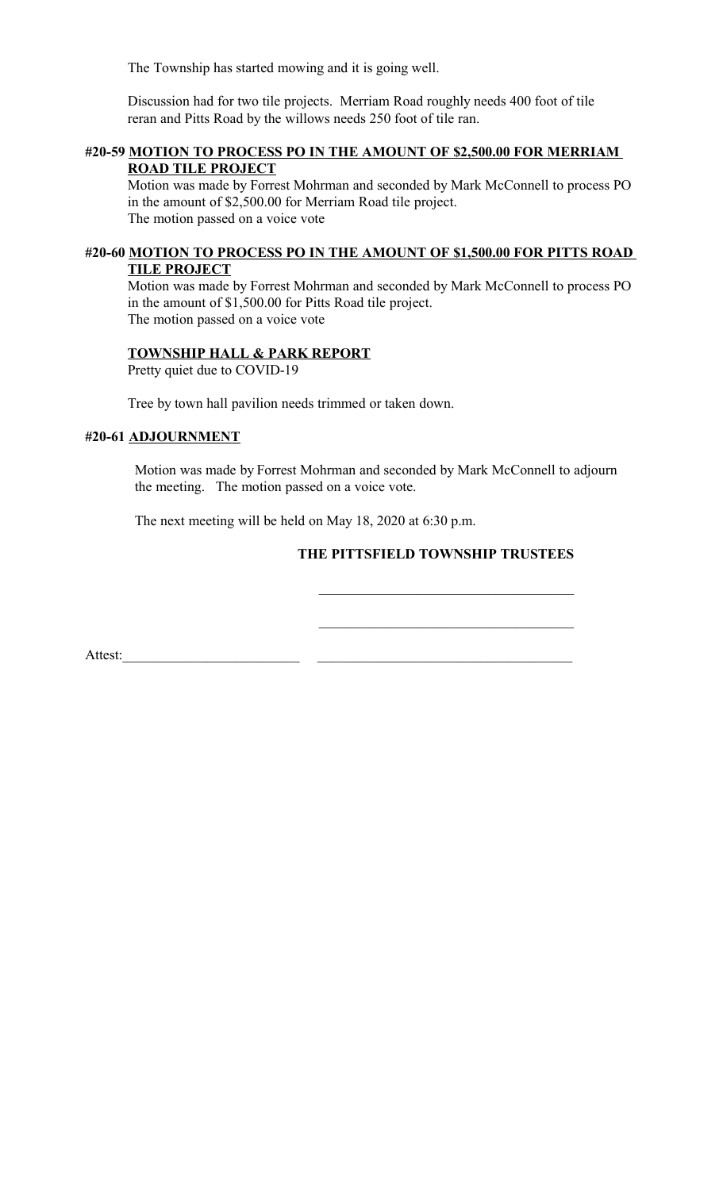The Township has started mowing and it is going well.

Discussion had for two tile projects. Merriam Road roughly needs 400 foot of tile reran and Pitts Road by the willows needs 250 foot of tile ran.

**#20-59 MOTION TO PROCESS PO IN THE AMOUNT OF $2,500.00 FOR MERRIAM ROAD TILE PROJECT**

Motion was made by Forrest Mohrman and seconded by Mark McConnell to process PO in the amount of $2,500.00 for Merriam Road tile project.
The motion passed on a voice vote

**#20-60 MOTION TO PROCESS PO IN THE AMOUNT OF $1,500.00 FOR PITTS ROAD TILE PROJECT**

Motion was made by Forrest Mohrman and seconded by Mark McConnell to process PO in the amount of $1,500.00 for Pitts Road tile project.
The motion passed on a voice vote

**TOWNSHIP HALL & PARK REPORT**

Pretty quiet due to COVID-19

Tree by town hall pavilion needs trimmed or taken down.

**#20-61 ADJOURNMENT**

Motion was made by Forrest Mohrman and seconded by Mark McConnell to adjourn the meeting. The motion passed on a voice vote.

The next meeting will be held on May 18, 2020 at 6:30 p.m.

**THE PITTSFIELD TOWNSHIP TRUSTEES**

\_\_\_\_\_\_\_\_\_\_\_\_\_\_\_\_\_\_\_\_\_\_\_\_\_\_\_\_\_\_\_\_\_\_\_

\_\_\_\_\_\_\_\_\_\_\_\_\_\_\_\_\_\_\_\_\_\_\_\_\_\_\_\_\_\_\_\_\_\_\_

Attest:\_\_\_\_\_\_\_\_\_\_\_\_\_\_\_\_\_\_\_\_\_\_\_\_\_ \_\_\_\_\_\_\_\_\_\_\_\_\_\_\_\_\_\_\_\_\_\_\_\_\_\_\_\_\_\_\_\_\_\_\_